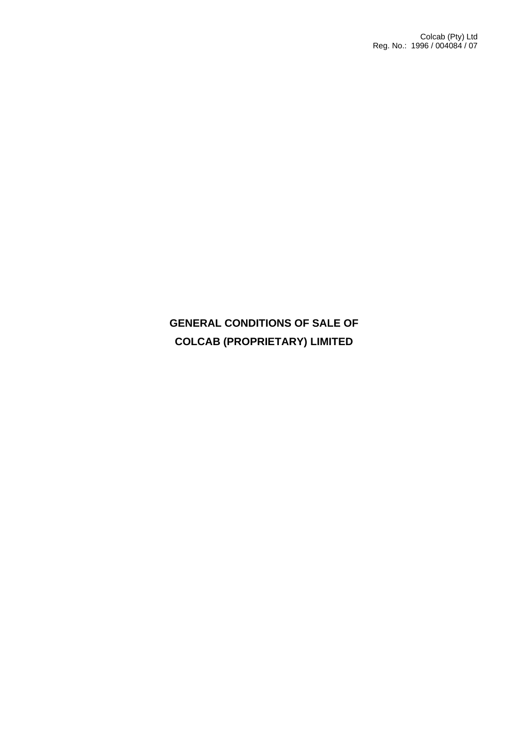Colcab (Pty) Ltd
Reg. No.: 1996 / 004084 / 07

# GENERAL CONDITIONS OF SALE OF COLCAB (PROPRIETARY) LIMITED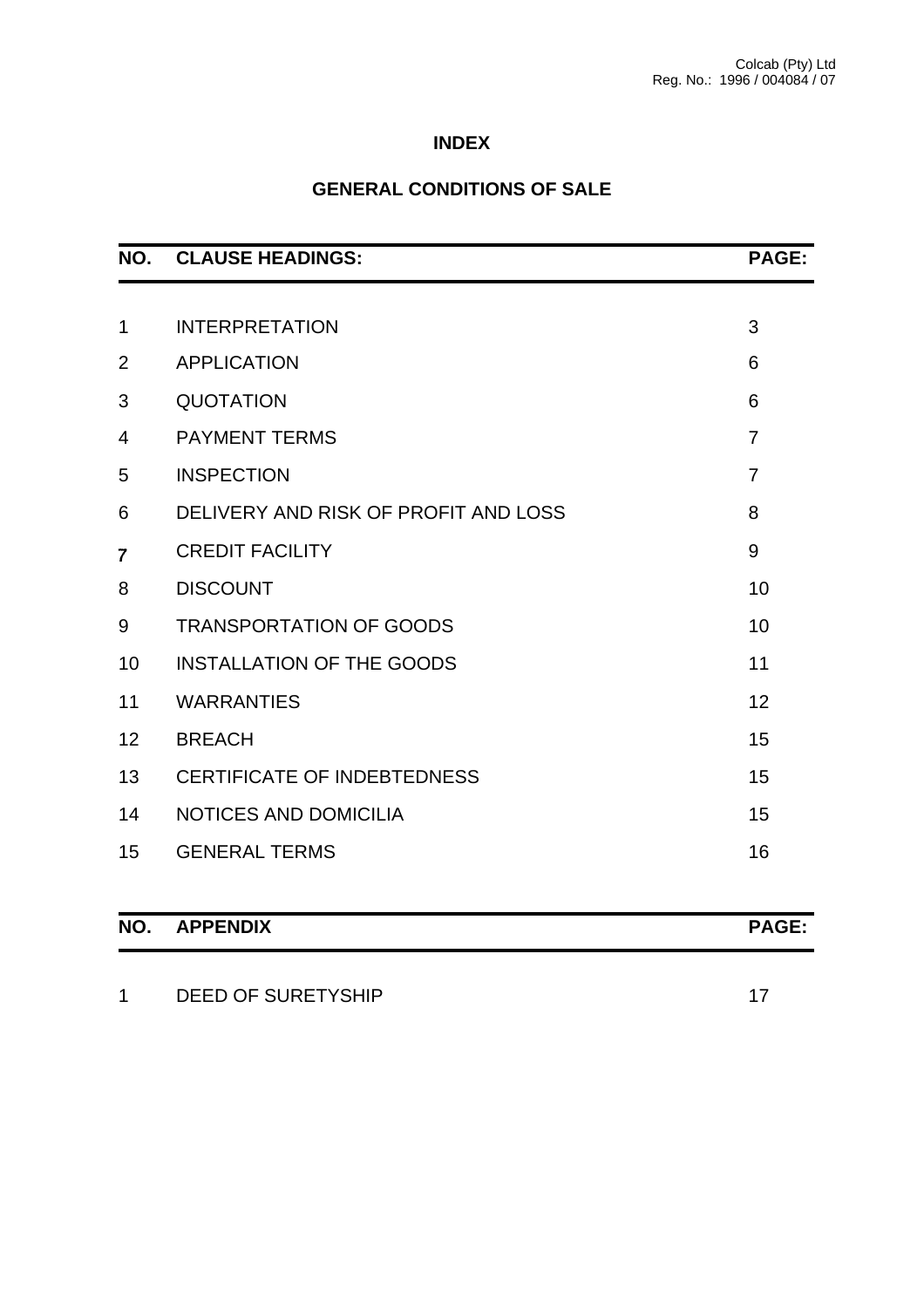Colcab (Pty) Ltd
Reg. No.: 1996 / 004084 / 07

# INDEX

## GENERAL CONDITIONS OF SALE

| NO. | CLAUSE HEADINGS: | PAGE: |
|---|---|---|
| 1 | INTERPRETATION | 3 |
| 2 | APPLICATION | 6 |
| 3 | QUOTATION | 6 |
| 4 | PAYMENT TERMS | 7 |
| 5 | INSPECTION | 7 |
| 6 | DELIVERY AND RISK OF PROFIT AND LOSS | 8 |
| 7 | CREDIT FACILITY | 9 |
| 8 | DISCOUNT | 10 |
| 9 | TRANSPORTATION OF GOODS | 10 |
| 10 | INSTALLATION OF THE GOODS | 11 |
| 11 | WARRANTIES | 12 |
| 12 | BREACH | 15 |
| 13 | CERTIFICATE OF INDEBTEDNESS | 15 |
| 14 | NOTICES AND DOMICILIA | 15 |
| 15 | GENERAL TERMS | 16 |

| NO. | APPENDIX | PAGE: |
|---|---|---|
| 1 | DEED OF SURETYSHIP | 17 |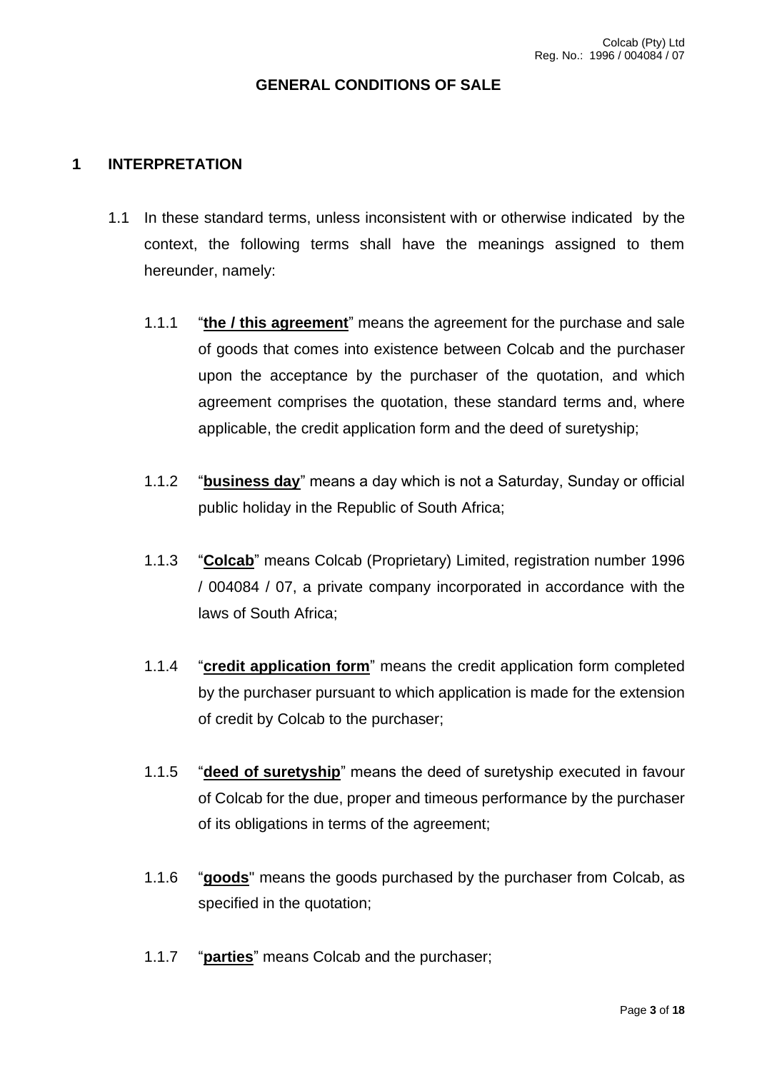## GENERAL CONDITIONS OF SALE

### 1 INTERPRETATION

1.1 In these standard terms, unless inconsistent with or otherwise indicated by the context, the following terms shall have the meanings assigned to them hereunder, namely:

1.1.1 "**the / this agreement**" means the agreement for the purchase and sale of goods that comes into existence between Colcab and the purchaser upon the acceptance by the purchaser of the quotation, and which agreement comprises the quotation, these standard terms and, where applicable, the credit application form and the deed of suretyship;

1.1.2 "**business day**" means a day which is not a Saturday, Sunday or official public holiday in the Republic of South Africa;

1.1.3 "**Colcab**" means Colcab (Proprietary) Limited, registration number 1996 / 004084 / 07, a private company incorporated in accordance with the laws of South Africa;

1.1.4 "**credit application form**" means the credit application form completed by the purchaser pursuant to which application is made for the extension of credit by Colcab to the purchaser;

1.1.5 "**deed of suretyship**" means the deed of suretyship executed in favour of Colcab for the due, proper and timeous performance by the purchaser of its obligations in terms of the agreement;

1.1.6 "**goods**" means the goods purchased by the purchaser from Colcab, as specified in the quotation;

1.1.7 "**parties**" means Colcab and the purchaser;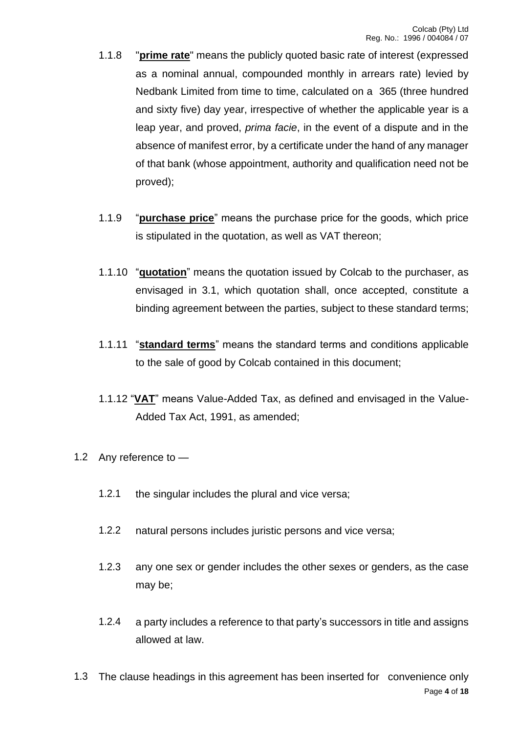1.1.8 "**prime rate**" means the publicly quoted basic rate of interest (expressed as a nominal annual, compounded monthly in arrears rate) levied by Nedbank Limited from time to time, calculated on a 365 (three hundred and sixty five) day year, irrespective of whether the applicable year is a leap year, and proved, *prima facie*, in the event of a dispute and in the absence of manifest error, by a certificate under the hand of any manager of that bank (whose appointment, authority and qualification need not be proved);

1.1.9 "**purchase price**" means the purchase price for the goods, which price is stipulated in the quotation, as well as VAT thereon;

1.1.10 "**quotation**" means the quotation issued by Colcab to the purchaser, as envisaged in 3.1, which quotation shall, once accepted, constitute a binding agreement between the parties, subject to these standard terms;

1.1.11 "**standard terms**" means the standard terms and conditions applicable to the sale of good by Colcab contained in this document;

1.1.12 "**VAT**" means Value-Added Tax, as defined and envisaged in the Value-Added Tax Act, 1991, as amended;

1.2 Any reference to —

1.2.1 the singular includes the plural and vice versa;

1.2.2 natural persons includes juristic persons and vice versa;

1.2.3 any one sex or gender includes the other sexes or genders, as the case may be;

1.2.4 a party includes a reference to that party's successors in title and assigns allowed at law.

1.3 The clause headings in this agreement has been inserted for convenience only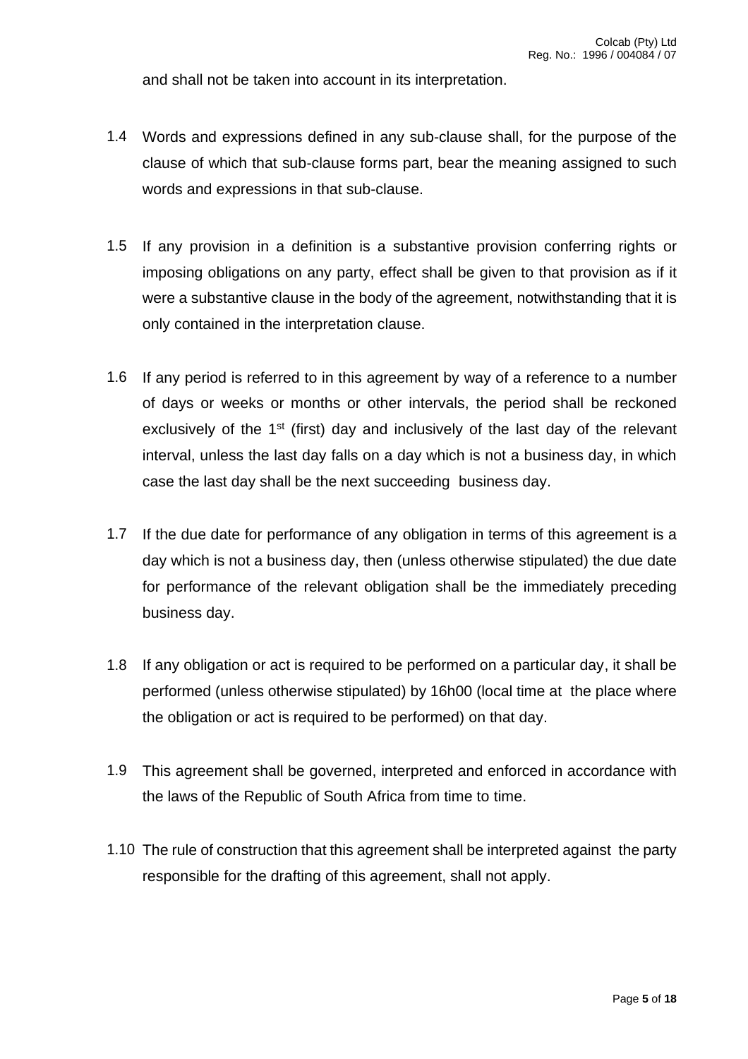and shall not be taken into account in its interpretation.

1.4 Words and expressions defined in any sub-clause shall, for the purpose of the clause of which that sub-clause forms part, bear the meaning assigned to such words and expressions in that sub-clause.

1.5 If any provision in a definition is a substantive provision conferring rights or imposing obligations on any party, effect shall be given to that provision as if it were a substantive clause in the body of the agreement, notwithstanding that it is only contained in the interpretation clause.

1.6 If any period is referred to in this agreement by way of a reference to a number of days or weeks or months or other intervals, the period shall be reckoned exclusively of the 1st (first) day and inclusively of the last day of the relevant interval, unless the last day falls on a day which is not a business day, in which case the last day shall be the next succeeding business day.

1.7 If the due date for performance of any obligation in terms of this agreement is a day which is not a business day, then (unless otherwise stipulated) the due date for performance of the relevant obligation shall be the immediately preceding business day.

1.8 If any obligation or act is required to be performed on a particular day, it shall be performed (unless otherwise stipulated) by 16h00 (local time at the place where the obligation or act is required to be performed) on that day.

1.9 This agreement shall be governed, interpreted and enforced in accordance with the laws of the Republic of South Africa from time to time.

1.10 The rule of construction that this agreement shall be interpreted against the party responsible for the drafting of this agreement, shall not apply.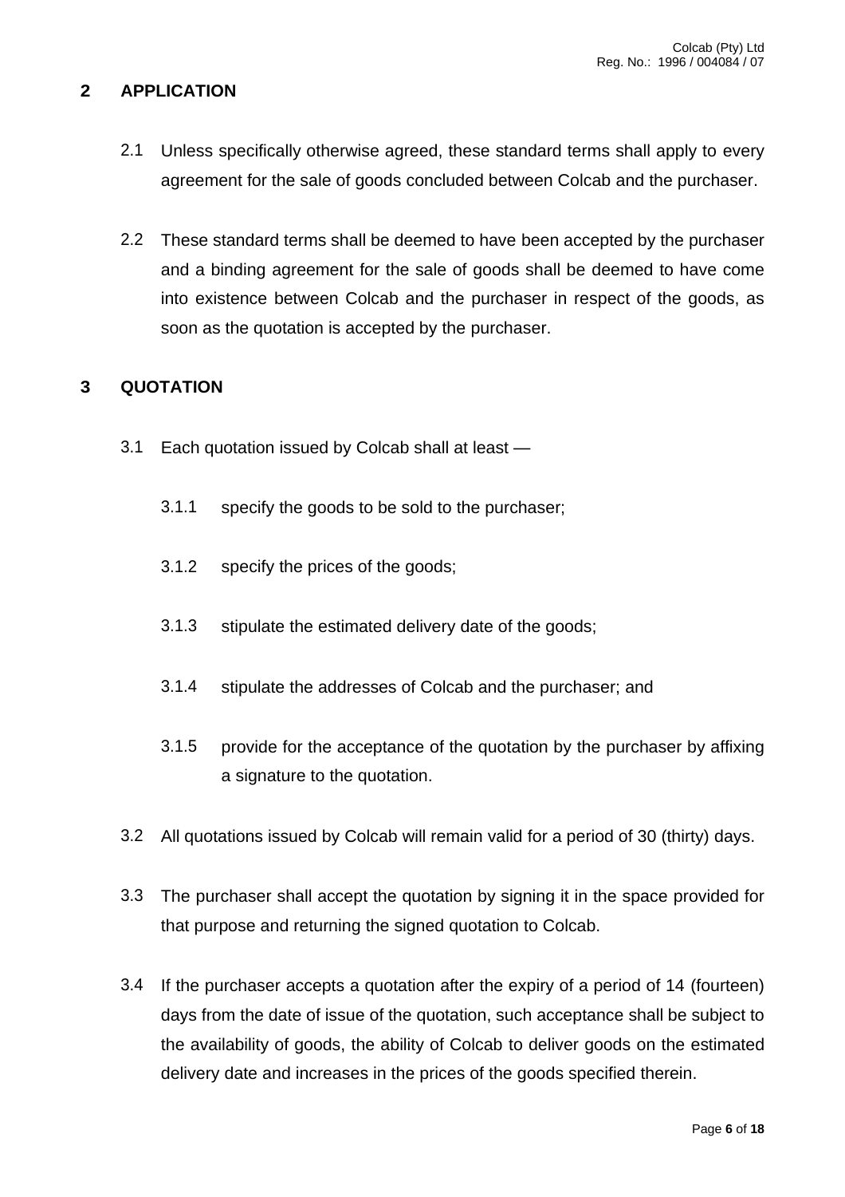## 2 APPLICATION

2.1 Unless specifically otherwise agreed, these standard terms shall apply to every agreement for the sale of goods concluded between Colcab and the purchaser.

2.2 These standard terms shall be deemed to have been accepted by the purchaser and a binding agreement for the sale of goods shall be deemed to have come into existence between Colcab and the purchaser in respect of the goods, as soon as the quotation is accepted by the purchaser.

## 3 QUOTATION

3.1 Each quotation issued by Colcab shall at least —

3.1.1 specify the goods to be sold to the purchaser;

3.1.2 specify the prices of the goods;

3.1.3 stipulate the estimated delivery date of the goods;

3.1.4 stipulate the addresses of Colcab and the purchaser; and

3.1.5 provide for the acceptance of the quotation by the purchaser by affixing a signature to the quotation.

3.2 All quotations issued by Colcab will remain valid for a period of 30 (thirty) days.

3.3 The purchaser shall accept the quotation by signing it in the space provided for that purpose and returning the signed quotation to Colcab.

3.4 If the purchaser accepts a quotation after the expiry of a period of 14 (fourteen) days from the date of issue of the quotation, such acceptance shall be subject to the availability of goods, the ability of Colcab to deliver goods on the estimated delivery date and increases in the prices of the goods specified therein.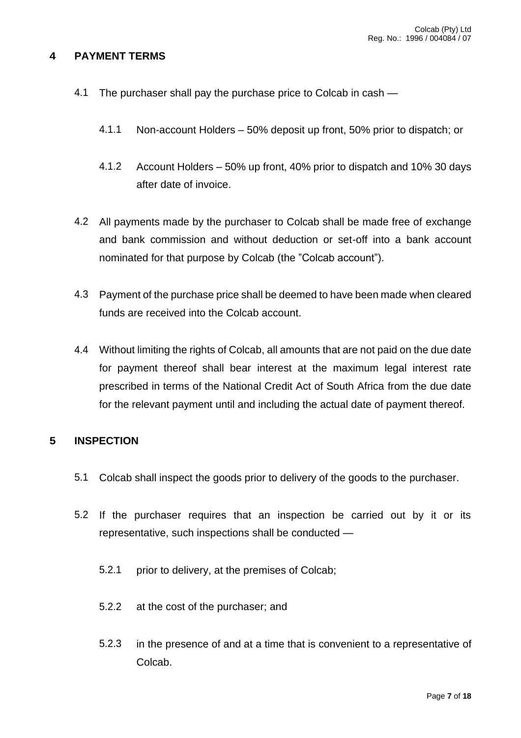## 4 PAYMENT TERMS

4.1 The purchaser shall pay the purchase price to Colcab in cash —

4.1.1 Non-account Holders – 50% deposit up front, 50% prior to dispatch; or

4.1.2 Account Holders – 50% up front, 40% prior to dispatch and 10% 30 days after date of invoice.

4.2 All payments made by the purchaser to Colcab shall be made free of exchange and bank commission and without deduction or set-off into a bank account nominated for that purpose by Colcab (the "Colcab account").

4.3 Payment of the purchase price shall be deemed to have been made when cleared funds are received into the Colcab account.

4.4 Without limiting the rights of Colcab, all amounts that are not paid on the due date for payment thereof shall bear interest at the maximum legal interest rate prescribed in terms of the National Credit Act of South Africa from the due date for the relevant payment until and including the actual date of payment thereof.

## 5 INSPECTION

5.1 Colcab shall inspect the goods prior to delivery of the goods to the purchaser.

5.2 If the purchaser requires that an inspection be carried out by it or its representative, such inspections shall be conducted —

5.2.1 prior to delivery, at the premises of Colcab;

5.2.2 at the cost of the purchaser; and

5.2.3 in the presence of and at a time that is convenient to a representative of Colcab.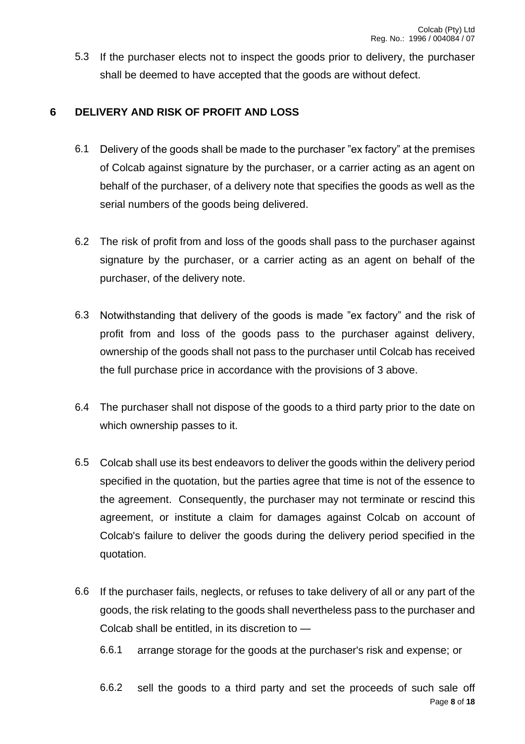5.3 If the purchaser elects not to inspect the goods prior to delivery, the purchaser shall be deemed to have accepted that the goods are without defect.

## 6 DELIVERY AND RISK OF PROFIT AND LOSS

6.1 Delivery of the goods shall be made to the purchaser "ex factory" at the premises of Colcab against signature by the purchaser, or a carrier acting as an agent on behalf of the purchaser, of a delivery note that specifies the goods as well as the serial numbers of the goods being delivered.

6.2 The risk of profit from and loss of the goods shall pass to the purchaser against signature by the purchaser, or a carrier acting as an agent on behalf of the purchaser, of the delivery note.

6.3 Notwithstanding that delivery of the goods is made "ex factory" and the risk of profit from and loss of the goods pass to the purchaser against delivery, ownership of the goods shall not pass to the purchaser until Colcab has received the full purchase price in accordance with the provisions of 3 above.

6.4 The purchaser shall not dispose of the goods to a third party prior to the date on which ownership passes to it.

6.5 Colcab shall use its best endeavors to deliver the goods within the delivery period specified in the quotation, but the parties agree that time is not of the essence to the agreement. Consequently, the purchaser may not terminate or rescind this agreement, or institute a claim for damages against Colcab on account of Colcab's failure to deliver the goods during the delivery period specified in the quotation.

6.6 If the purchaser fails, neglects, or refuses to take delivery of all or any part of the goods, the risk relating to the goods shall nevertheless pass to the purchaser and Colcab shall be entitled, in its discretion to —

6.6.1 arrange storage for the goods at the purchaser's risk and expense; or

6.6.2 sell the goods to a third party and set the proceeds of such sale off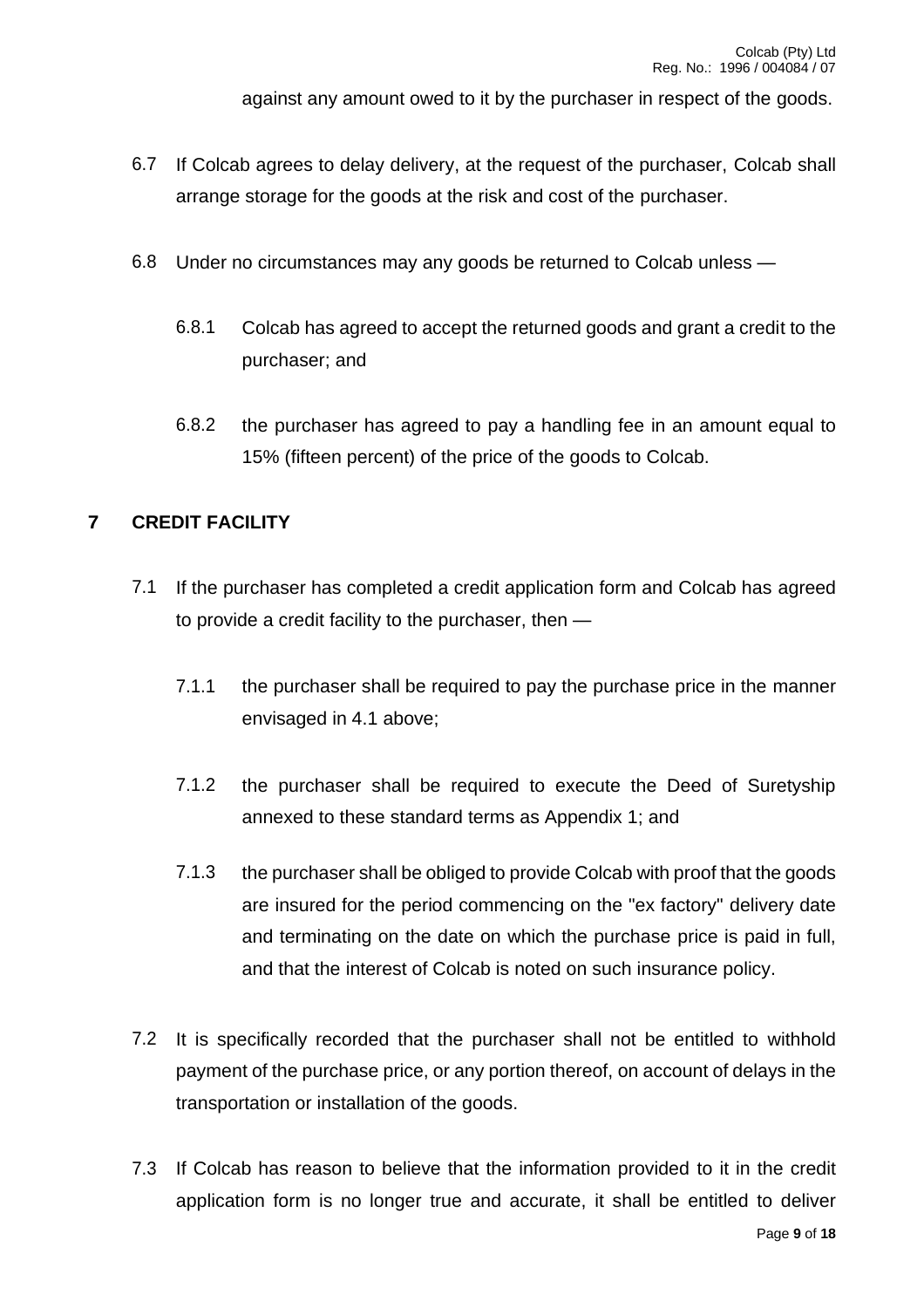against any amount owed to it by the purchaser in respect of the goods.

6.7 If Colcab agrees to delay delivery, at the request of the purchaser, Colcab shall arrange storage for the goods at the risk and cost of the purchaser.

6.8 Under no circumstances may any goods be returned to Colcab unless —

6.8.1 Colcab has agreed to accept the returned goods and grant a credit to the purchaser; and

6.8.2 the purchaser has agreed to pay a handling fee in an amount equal to 15% (fifteen percent) of the price of the goods to Colcab.

## 7 CREDIT FACILITY

7.1 If the purchaser has completed a credit application form and Colcab has agreed to provide a credit facility to the purchaser, then —

7.1.1 the purchaser shall be required to pay the purchase price in the manner envisaged in 4.1 above;

7.1.2 the purchaser shall be required to execute the Deed of Suretyship annexed to these standard terms as Appendix 1; and

7.1.3 the purchaser shall be obliged to provide Colcab with proof that the goods are insured for the period commencing on the "ex factory" delivery date and terminating on the date on which the purchase price is paid in full, and that the interest of Colcab is noted on such insurance policy.

7.2 It is specifically recorded that the purchaser shall not be entitled to withhold payment of the purchase price, or any portion thereof, on account of delays in the transportation or installation of the goods.

7.3 If Colcab has reason to believe that the information provided to it in the credit application form is no longer true and accurate, it shall be entitled to deliver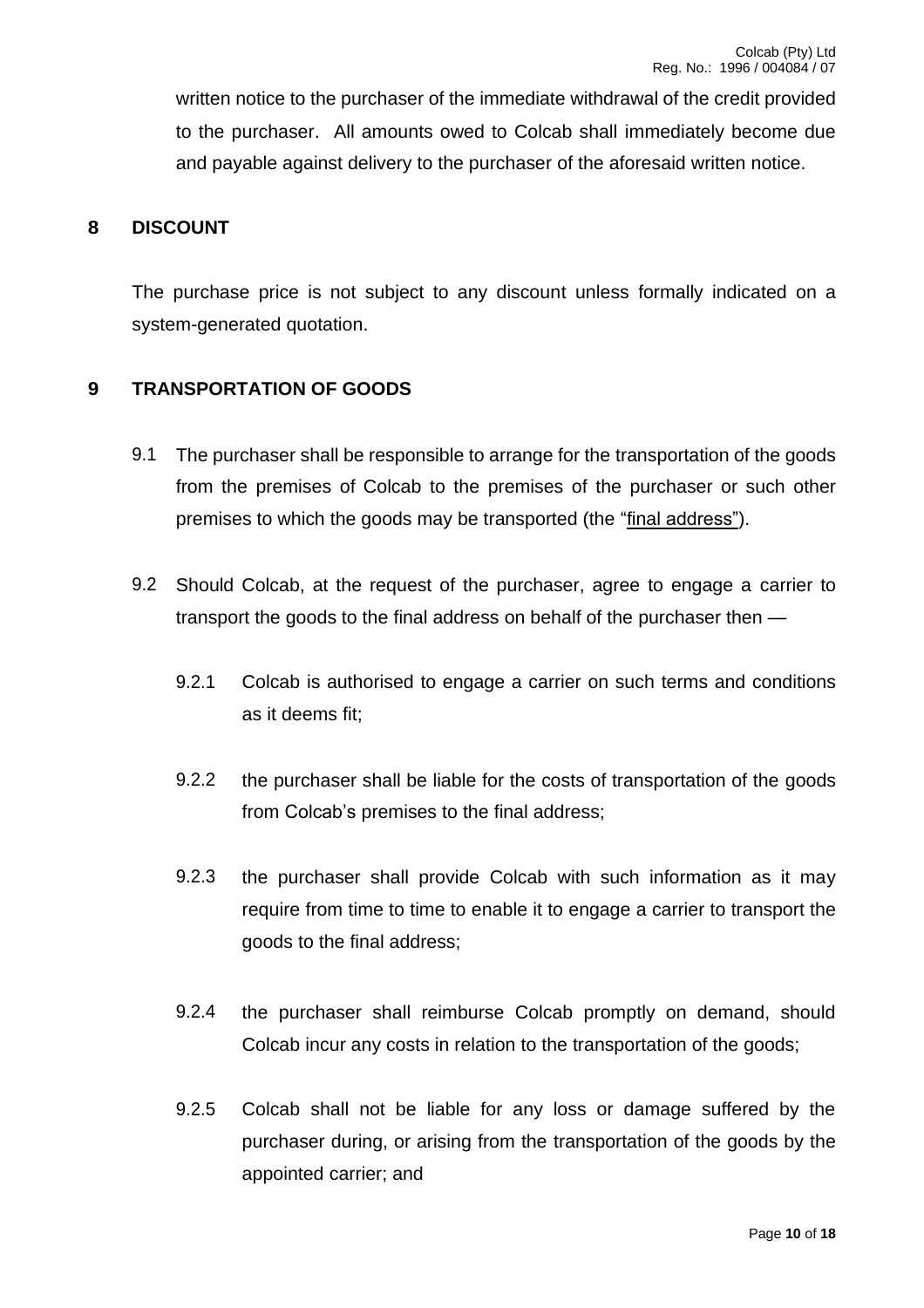written notice to the purchaser of the immediate withdrawal of the credit provided to the purchaser. All amounts owed to Colcab shall immediately become due and payable against delivery to the purchaser of the aforesaid written notice.

## 8 DISCOUNT

The purchase price is not subject to any discount unless formally indicated on a system-generated quotation.

## 9 TRANSPORTATION OF GOODS

9.1 The purchaser shall be responsible to arrange for the transportation of the goods from the premises of Colcab to the premises of the purchaser or such other premises to which the goods may be transported (the "final address").

9.2 Should Colcab, at the request of the purchaser, agree to engage a carrier to transport the goods to the final address on behalf of the purchaser then —

9.2.1 Colcab is authorised to engage a carrier on such terms and conditions as it deems fit;

9.2.2 the purchaser shall be liable for the costs of transportation of the goods from Colcab's premises to the final address;

9.2.3 the purchaser shall provide Colcab with such information as it may require from time to time to enable it to engage a carrier to transport the goods to the final address;

9.2.4 the purchaser shall reimburse Colcab promptly on demand, should Colcab incur any costs in relation to the transportation of the goods;

9.2.5 Colcab shall not be liable for any loss or damage suffered by the purchaser during, or arising from the transportation of the goods by the appointed carrier; and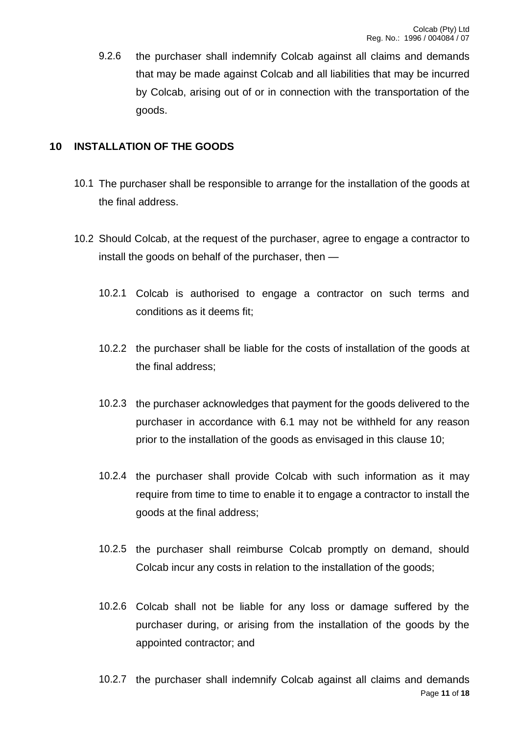9.2.6 the purchaser shall indemnify Colcab against all claims and demands that may be made against Colcab and all liabilities that may be incurred by Colcab, arising out of or in connection with the transportation of the goods.

## 10 INSTALLATION OF THE GOODS

10.1 The purchaser shall be responsible to arrange for the installation of the goods at the final address.

10.2 Should Colcab, at the request of the purchaser, agree to engage a contractor to install the goods on behalf of the purchaser, then —

10.2.1 Colcab is authorised to engage a contractor on such terms and conditions as it deems fit;

10.2.2 the purchaser shall be liable for the costs of installation of the goods at the final address;

10.2.3 the purchaser acknowledges that payment for the goods delivered to the purchaser in accordance with 6.1 may not be withheld for any reason prior to the installation of the goods as envisaged in this clause 10;

10.2.4 the purchaser shall provide Colcab with such information as it may require from time to time to enable it to engage a contractor to install the goods at the final address;

10.2.5 the purchaser shall reimburse Colcab promptly on demand, should Colcab incur any costs in relation to the installation of the goods;

10.2.6 Colcab shall not be liable for any loss or damage suffered by the purchaser during, or arising from the installation of the goods by the appointed contractor; and

10.2.7 the purchaser shall indemnify Colcab against all claims and demands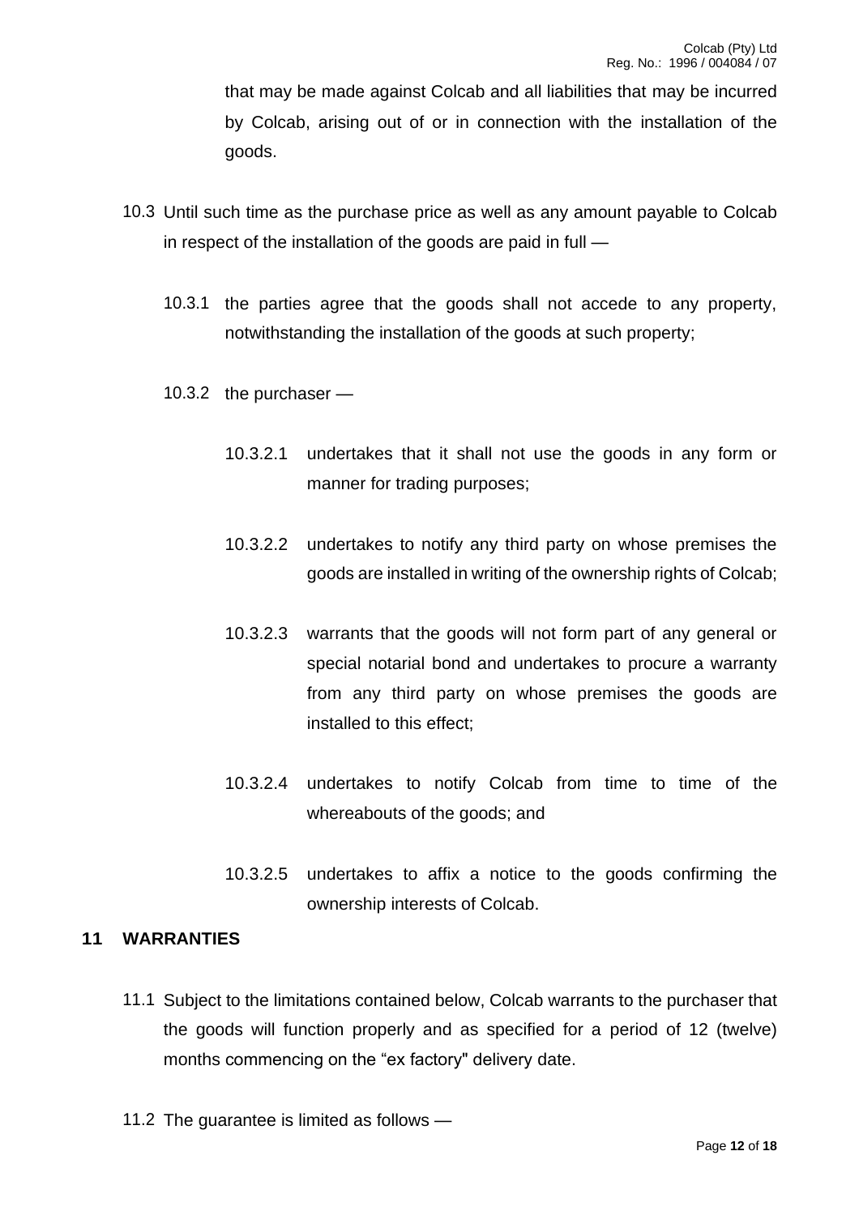that may be made against Colcab and all liabilities that may be incurred by Colcab, arising out of or in connection with the installation of the goods.

10.3 Until such time as the purchase price as well as any amount payable to Colcab in respect of the installation of the goods are paid in full —

10.3.1 the parties agree that the goods shall not accede to any property, notwithstanding the installation of the goods at such property;

10.3.2 the purchaser —

10.3.2.1 undertakes that it shall not use the goods in any form or manner for trading purposes;

10.3.2.2 undertakes to notify any third party on whose premises the goods are installed in writing of the ownership rights of Colcab;

10.3.2.3 warrants that the goods will not form part of any general or special notarial bond and undertakes to procure a warranty from any third party on whose premises the goods are installed to this effect;

10.3.2.4 undertakes to notify Colcab from time to time of the whereabouts of the goods; and

10.3.2.5 undertakes to affix a notice to the goods confirming the ownership interests of Colcab.

## 11 WARRANTIES

11.1 Subject to the limitations contained below, Colcab warrants to the purchaser that the goods will function properly and as specified for a period of 12 (twelve) months commencing on the “ex factory" delivery date.

11.2 The guarantee is limited as follows —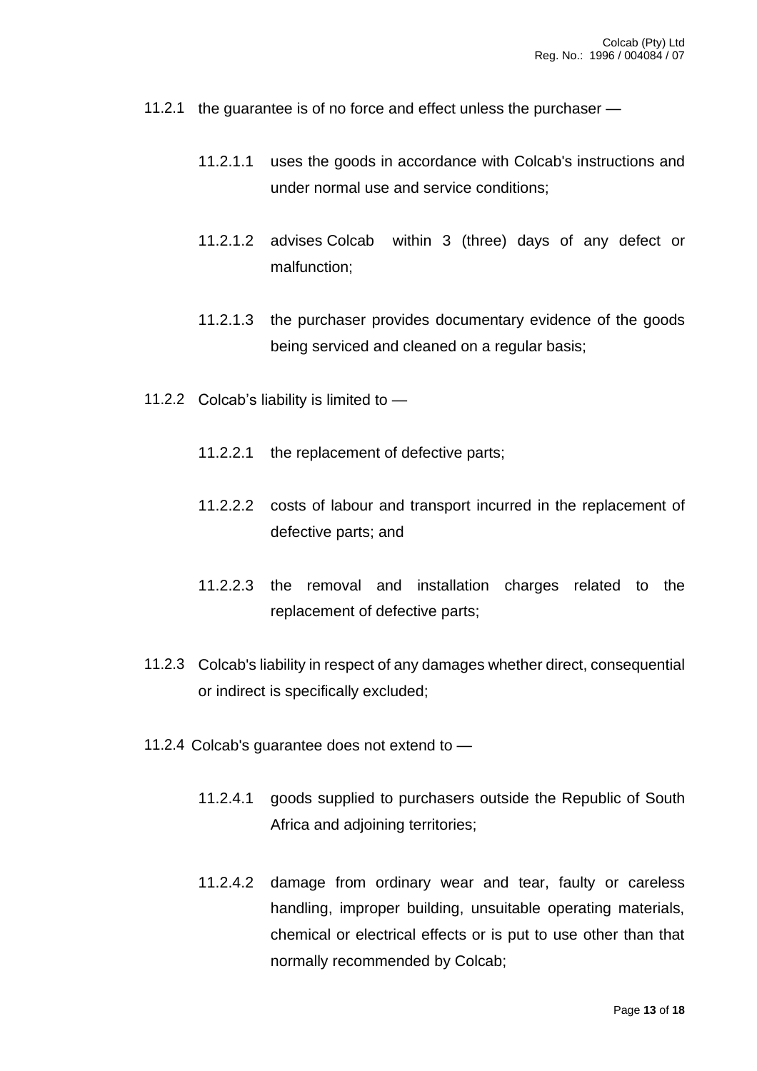11.2.1 the guarantee is of no force and effect unless the purchaser —

   11.2.1.1 uses the goods in accordance with Colcab's instructions and under normal use and service conditions;

   11.2.1.2 advises Colcab within 3 (three) days of any defect or malfunction;

   11.2.1.3 the purchaser provides documentary evidence of the goods being serviced and cleaned on a regular basis;

11.2.2 Colcab's liability is limited to —

   11.2.2.1 the replacement of defective parts;

   11.2.2.2 costs of labour and transport incurred in the replacement of defective parts; and

   11.2.2.3 the removal and installation charges related to the replacement of defective parts;

11.2.3 Colcab's liability in respect of any damages whether direct, consequential or indirect is specifically excluded;

11.2.4 Colcab's guarantee does not extend to —

   11.2.4.1 goods supplied to purchasers outside the Republic of South Africa and adjoining territories;

   11.2.4.2 damage from ordinary wear and tear, faulty or careless handling, improper building, unsuitable operating materials, chemical or electrical effects or is put to use other than that normally recommended by Colcab;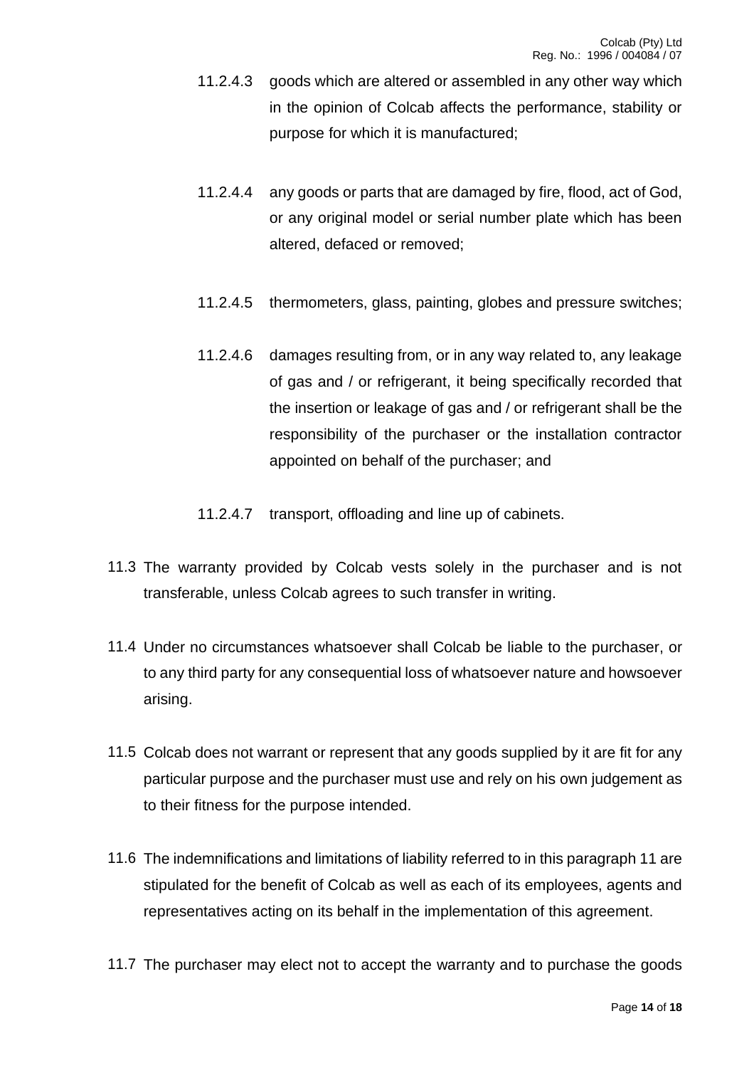11.2.4.3 goods which are altered or assembled in any other way which in the opinion of Colcab affects the performance, stability or purpose for which it is manufactured;

11.2.4.4 any goods or parts that are damaged by fire, flood, act of God, or any original model or serial number plate which has been altered, defaced or removed;

11.2.4.5 thermometers, glass, painting, globes and pressure switches;

11.2.4.6 damages resulting from, or in any way related to, any leakage of gas and / or refrigerant, it being specifically recorded that the insertion or leakage of gas and / or refrigerant shall be the responsibility of the purchaser or the installation contractor appointed on behalf of the purchaser; and

11.2.4.7 transport, offloading and line up of cabinets.

11.3 The warranty provided by Colcab vests solely in the purchaser and is not transferable, unless Colcab agrees to such transfer in writing.

11.4 Under no circumstances whatsoever shall Colcab be liable to the purchaser, or to any third party for any consequential loss of whatsoever nature and howsoever arising.

11.5 Colcab does not warrant or represent that any goods supplied by it are fit for any particular purpose and the purchaser must use and rely on his own judgement as to their fitness for the purpose intended.

11.6 The indemnifications and limitations of liability referred to in this paragraph 11 are stipulated for the benefit of Colcab as well as each of its employees, agents and representatives acting on its behalf in the implementation of this agreement.

11.7 The purchaser may elect not to accept the warranty and to purchase the goods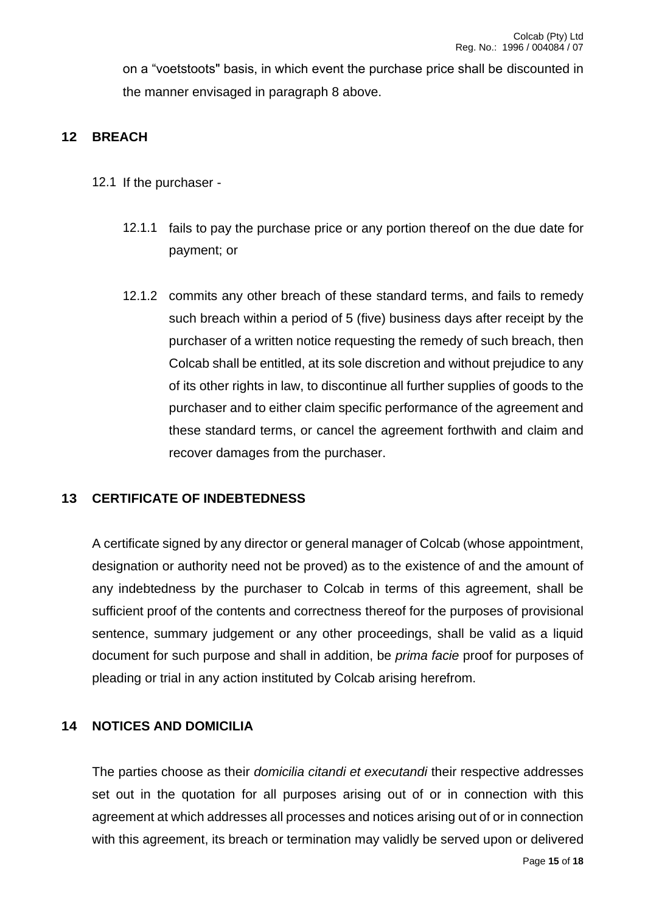on a "voetstoots" basis, in which event the purchase price shall be discounted in the manner envisaged in paragraph 8 above.

## 12 BREACH

12.1 If the purchaser -

12.1.1 fails to pay the purchase price or any portion thereof on the due date for payment; or

12.1.2 commits any other breach of these standard terms, and fails to remedy such breach within a period of 5 (five) business days after receipt by the purchaser of a written notice requesting the remedy of such breach, then Colcab shall be entitled, at its sole discretion and without prejudice to any of its other rights in law, to discontinue all further supplies of goods to the purchaser and to either claim specific performance of the agreement and these standard terms, or cancel the agreement forthwith and claim and recover damages from the purchaser.

## 13 CERTIFICATE OF INDEBTEDNESS

A certificate signed by any director or general manager of Colcab (whose appointment, designation or authority need not be proved) as to the existence of and the amount of any indebtedness by the purchaser to Colcab in terms of this agreement, shall be sufficient proof of the contents and correctness thereof for the purposes of provisional sentence, summary judgement or any other proceedings, shall be valid as a liquid document for such purpose and shall in addition, be *prima facie* proof for purposes of pleading or trial in any action instituted by Colcab arising herefrom.

## 14 NOTICES AND DOMICILIA

The parties choose as their *domicilia citandi et executandi* their respective addresses set out in the quotation for all purposes arising out of or in connection with this agreement at which addresses all processes and notices arising out of or in connection with this agreement, its breach or termination may validly be served upon or delivered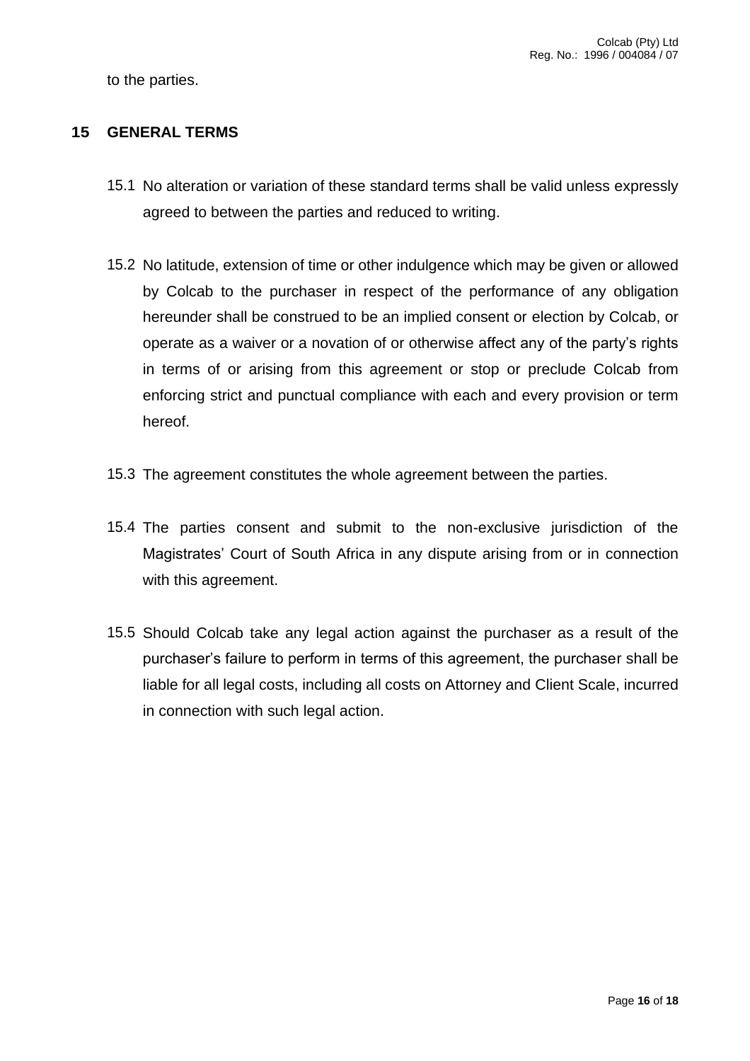to the parties.

## 15 GENERAL TERMS

15.1 No alteration or variation of these standard terms shall be valid unless expressly agreed to between the parties and reduced to writing.

15.2 No latitude, extension of time or other indulgence which may be given or allowed by Colcab to the purchaser in respect of the performance of any obligation hereunder shall be construed to be an implied consent or election by Colcab, or operate as a waiver or a novation of or otherwise affect any of the party's rights in terms of or arising from this agreement or stop or preclude Colcab from enforcing strict and punctual compliance with each and every provision or term hereof.

15.3 The agreement constitutes the whole agreement between the parties.

15.4 The parties consent and submit to the non-exclusive jurisdiction of the Magistrates' Court of South Africa in any dispute arising from or in connection with this agreement.

15.5 Should Colcab take any legal action against the purchaser as a result of the purchaser's failure to perform in terms of this agreement, the purchaser shall be liable for all legal costs, including all costs on Attorney and Client Scale, incurred in connection with such legal action.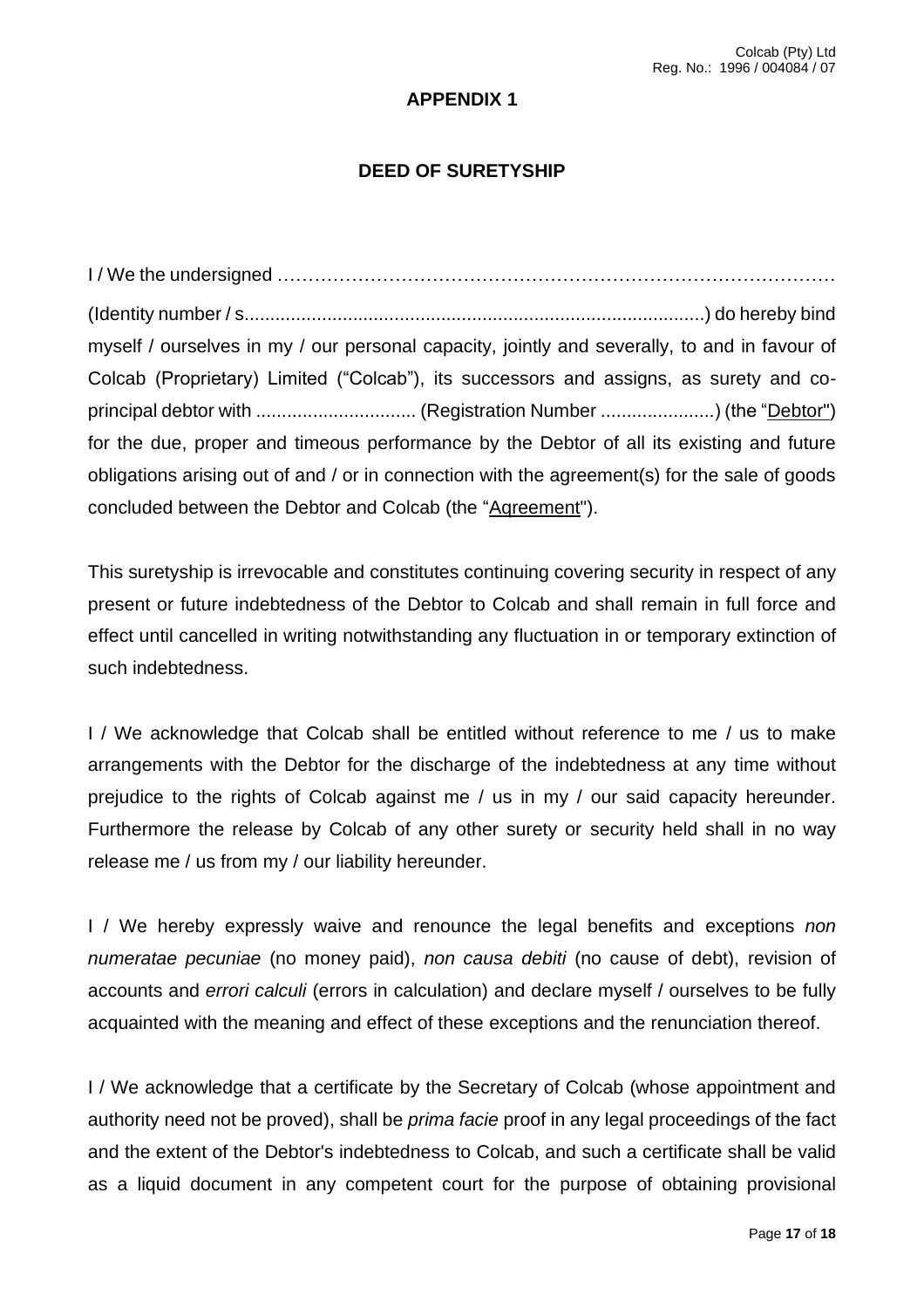## APPENDIX 1

## DEED OF SURETYSHIP

I / We the undersigned ………………………………………………………………………………

(Identity number / s.......................................................................................) do hereby bind myself / ourselves in my / our personal capacity, jointly and severally, to and in favour of Colcab (Proprietary) Limited ("Colcab"), its successors and assigns, as surety and co-principal debtor with .............................. (Registration Number ......................) (the "Debtor") for the due, proper and timeous performance by the Debtor of all its existing and future obligations arising out of and / or in connection with the agreement(s) for the sale of goods concluded between the Debtor and Colcab (the "Agreement").

This suretyship is irrevocable and constitutes continuing covering security in respect of any present or future indebtedness of the Debtor to Colcab and shall remain in full force and effect until cancelled in writing notwithstanding any fluctuation in or temporary extinction of such indebtedness.

I / We acknowledge that Colcab shall be entitled without reference to me / us to make arrangements with the Debtor for the discharge of the indebtedness at any time without prejudice to the rights of Colcab against me / us in my / our said capacity hereunder. Furthermore the release by Colcab of any other surety or security held shall in no way release me / us from my / our liability hereunder.

I / We hereby expressly waive and renounce the legal benefits and exceptions *non numeratae pecuniae* (no money paid), *non causa debiti* (no cause of debt), revision of accounts and *errori calculi* (errors in calculation) and declare myself / ourselves to be fully acquainted with the meaning and effect of these exceptions and the renunciation thereof.

I / We acknowledge that a certificate by the Secretary of Colcab (whose appointment and authority need not be proved), shall be *prima facie* proof in any legal proceedings of the fact and the extent of the Debtor's indebtedness to Colcab, and such a certificate shall be valid as a liquid document in any competent court for the purpose of obtaining provisional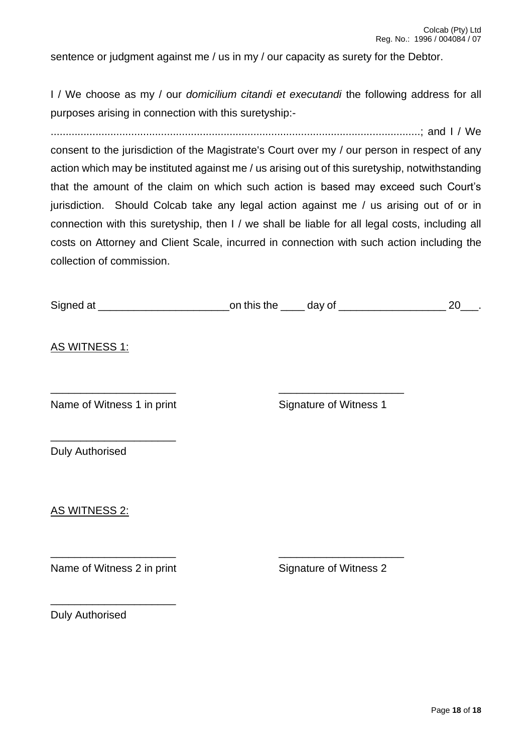sentence or judgment against me / us in my / our capacity as surety for the Debtor.

I / We choose as my / our *domicilium citandi et executandi* the following address for all purposes arising in connection with this suretyship:-

..............................................................................................................................; and I / We consent to the jurisdiction of the Magistrate's Court over my / our person in respect of any action which may be instituted against me / us arising out of this suretyship, notwithstanding that the amount of the claim on which such action is based may exceed such Court's jurisdiction. Should Colcab take any legal action against me / us arising out of or in connection with this suretyship, then I / we shall be liable for all legal costs, including all costs on Attorney and Client Scale, incurred in connection with such action including the collection of commission.

Signed at ______________________on this the ____ day of __________________ 20___.

AS WITNESS 1:

_____________________ _____________________
Name of Witness 1 in print Signature of Witness 1

_____________________
Duly Authorised

AS WITNESS 2:

_____________________ _____________________
Name of Witness 2 in print Signature of Witness 2

_____________________
Duly Authorised